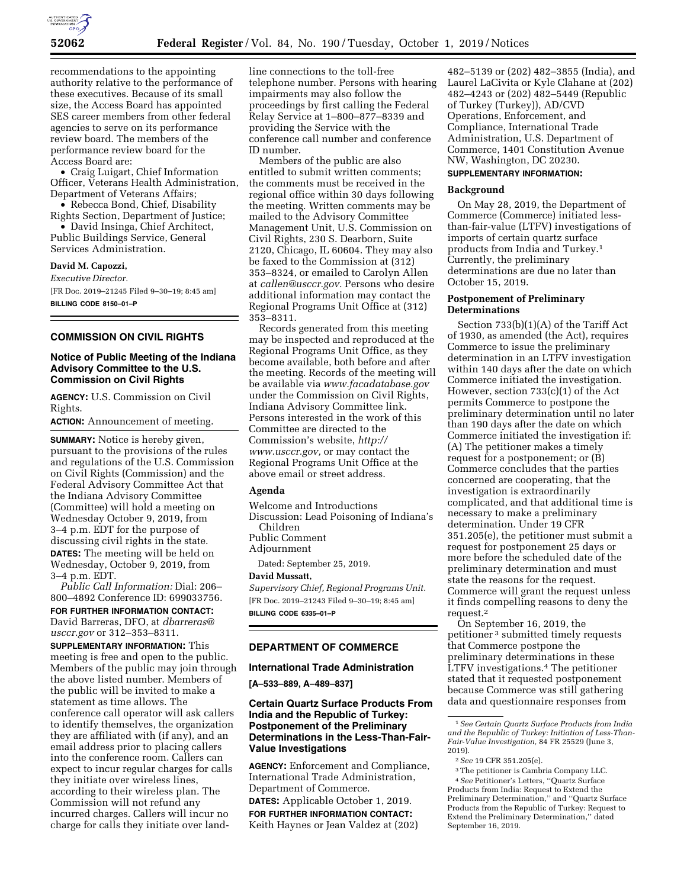recommendations to the appointing authority relative to the performance of these executives. Because of its small size, the Access Board has appointed SES career members from other federal agencies to serve on its performance review board. The members of the performance review board for the Access Board are:

- Craig Luigart, Chief Information Officer, Veterans Health Administration, Department of Veterans Affairs;
- Rebecca Bond, Chief, Disability Rights Section, Department of Justice;
- David Insinga, Chief Architect, Public Buildings Service, General Services Administration.

**David M. Capozzi,**

*Executive Director.*

[FR Doc. 2019–21245 Filed 9–30–19; 8:45 am]

**BILLING CODE 8150–01–P**

## COMMISSION ON CIVIL RIGHTS

### Notice of Public Meeting of the Indiana Advisory Committee to the U.S. Commission on Civil Rights

**AGENCY:** U.S. Commission on Civil Rights.

**ACTION:** Announcement of meeting.

**SUMMARY:** Notice is hereby given, pursuant to the provisions of the rules and regulations of the U.S. Commission on Civil Rights (Commission) and the Federal Advisory Committee Act that the Indiana Advisory Committee (Committee) will hold a meeting on Wednesday October 9, 2019, from 3–4 p.m. EDT for the purpose of discussing civil rights in the state.

**DATES:** The meeting will be held on Wednesday, October 9, 2019, from 3–4 p.m. EDT.

*Public Call Information:* Dial: 206–800–4892 Conference ID: 699033756.

**FOR FURTHER INFORMATION CONTACT:** David Barreras, DFO, at *dbarreras@usccr.gov* or 312–353–8311.

**SUPPLEMENTARY INFORMATION:** This meeting is free and open to the public. Members of the public may join through the above listed number. Members of the public will be invited to make a statement as time allows. The conference call operator will ask callers to identify themselves, the organization they are affiliated with (if any), and an email address prior to placing callers into the conference room. Callers can expect to incur regular charges for calls they initiate over wireless lines, according to their wireless plan. The Commission will not refund any incurred charges. Callers will incur no charge for calls they initiate over land-line connections to the toll-free telephone number. Persons with hearing impairments may also follow the proceedings by first calling the Federal Relay Service at 1–800–877–8339 and providing the Service with the conference call number and conference ID number.

Members of the public are also entitled to submit written comments; the comments must be received in the regional office within 30 days following the meeting. Written comments may be mailed to the Advisory Committee Management Unit, U.S. Commission on Civil Rights, 230 S. Dearborn, Suite 2120, Chicago, IL 60604. They may also be faxed to the Commission at (312) 353–8324, or emailed to Carolyn Allen at *callen@usccr.gov.* Persons who desire additional information may contact the Regional Programs Unit Office at (312) 353–8311.

Records generated from this meeting may be inspected and reproduced at the Regional Programs Unit Office, as they become available, both before and after the meeting. Records of the meeting will be available via *www.facadatabase.gov* under the Commission on Civil Rights, Indiana Advisory Committee link. Persons interested in the work of this Committee are directed to the Commission's website, *http://www.usccr.gov,* or may contact the Regional Programs Unit Office at the above email or street address.

### Agenda

Welcome and Introductions
Discussion: Lead Poisoning of Indiana's Children
Public Comment
Adjournment

Dated: September 25, 2019.

**David Mussatt,**

*Supervisory Chief, Regional Programs Unit.*

[FR Doc. 2019–21243 Filed 9–30–19; 8:45 am]

**BILLING CODE 6335–01–P**

## DEPARTMENT OF COMMERCE

### International Trade Administration

**[A–533–889, A–489–837]**

### Certain Quartz Surface Products From India and the Republic of Turkey: Postponement of the Preliminary Determinations in the Less-Than-Fair-Value Investigations

**AGENCY:** Enforcement and Compliance, International Trade Administration, Department of Commerce.

**DATES:** Applicable October 1, 2019.

**FOR FURTHER INFORMATION CONTACT:** Keith Haynes or Jean Valdez at (202) 482–5139 or (202) 482–3855 (India), and Laurel LaCivita or Kyle Clahane at (202) 482–4243 or (202) 482–5449 (Republic of Turkey (Turkey)), AD/CVD Operations, Enforcement, and Compliance, International Trade Administration, U.S. Department of Commerce, 1401 Constitution Avenue NW, Washington, DC 20230.

**SUPPLEMENTARY INFORMATION:**

### Background

On May 28, 2019, the Department of Commerce (Commerce) initiated less-than-fair-value (LTFV) investigations of imports of certain quartz surface products from India and Turkey.[1] Currently, the preliminary determinations are due no later than October 15, 2019.

### Postponement of Preliminary Determinations

Section 733(b)(1)(A) of the Tariff Act of 1930, as amended (the Act), requires Commerce to issue the preliminary determination in an LTFV investigation within 140 days after the date on which Commerce initiated the investigation. However, section 733(c)(1) of the Act permits Commerce to postpone the preliminary determination until no later than 190 days after the date on which Commerce initiated the investigation if: (A) The petitioner makes a timely request for a postponement; or (B) Commerce concludes that the parties concerned are cooperating, that the investigation is extraordinarily complicated, and that additional time is necessary to make a preliminary determination. Under 19 CFR 351.205(e), the petitioner must submit a request for postponement 25 days or more before the scheduled date of the preliminary determination and must state the reasons for the request. Commerce will grant the request unless it finds compelling reasons to deny the request.[2]

On September 16, 2019, the petitioner[3] submitted timely requests that Commerce postpone the preliminary determinations in these LTFV investigations.[4] The petitioner stated that it requested postponement because Commerce was still gathering data and questionnaire responses from

---

[1] *See Certain Quartz Surface Products from India and the Republic of Turkey: Initiation of Less-Than-Fair-Value Investigation,* 84 FR 25529 (June 3, 2019).

[2] *See* 19 CFR 351.205(e).

[3] The petitioner is Cambria Company LLC.

[4] *See* Petitioner's Letters, "Quartz Surface Products from India: Request to Extend the Preliminary Determination," and "Quartz Surface Products from the Republic of Turkey: Request to Extend the Preliminary Determination," dated September 16, 2019.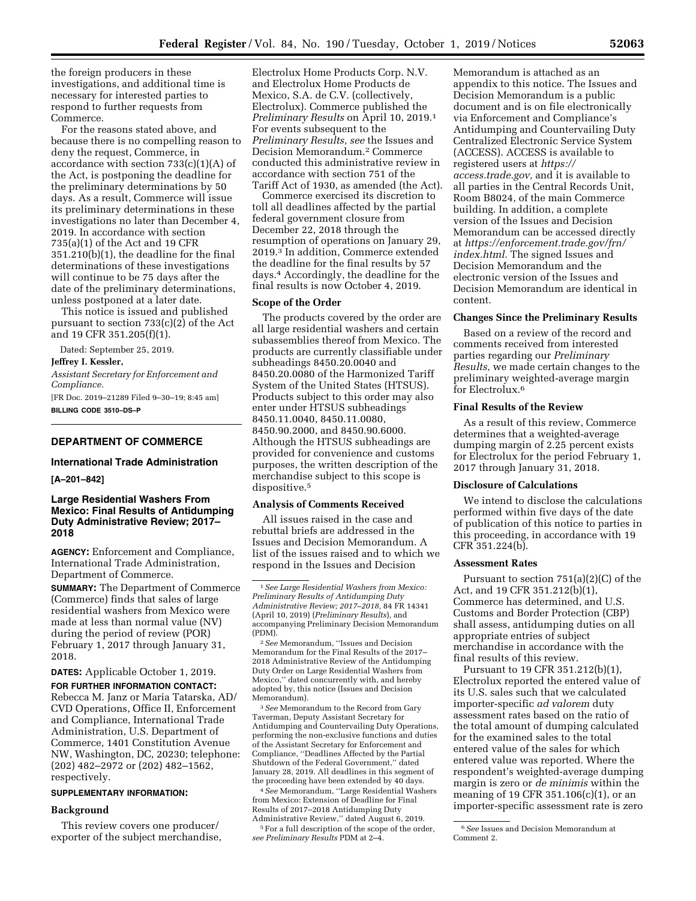the foreign producers in these investigations, and additional time is necessary for interested parties to respond to further requests from Commerce.

For the reasons stated above, and because there is no compelling reason to deny the request, Commerce, in accordance with section 733(c)(1)(A) of the Act, is postponing the deadline for the preliminary determinations by 50 days. As a result, Commerce will issue its preliminary determinations in these investigations no later than December 4, 2019. In accordance with section 735(a)(1) of the Act and 19 CFR 351.210(b)(1), the deadline for the final determinations of these investigations will continue to be 75 days after the date of the preliminary determinations, unless postponed at a later date.

This notice is issued and published pursuant to section 733(c)(2) of the Act and 19 CFR 351.205(f)(1).

Dated: September 25, 2019.

**Jeffrey I. Kessler,**

*Assistant Secretary for Enforcement and Compliance.*

[FR Doc. 2019–21289 Filed 9–30–19; 8:45 am]

**BILLING CODE 3510–DS–P**

## DEPARTMENT OF COMMERCE

### International Trade Administration

**[A–201–842]**

### Large Residential Washers From Mexico: Final Results of Antidumping Duty Administrative Review; 2017–2018

**AGENCY:** Enforcement and Compliance, International Trade Administration, Department of Commerce.

**SUMMARY:** The Department of Commerce (Commerce) finds that sales of large residential washers from Mexico were made at less than normal value (NV) during the period of review (POR) February 1, 2017 through January 31, 2018.

**DATES:** Applicable October 1, 2019.

**FOR FURTHER INFORMATION CONTACT:** Rebecca M. Janz or Maria Tatarska, AD/CVD Operations, Office II, Enforcement and Compliance, International Trade Administration, U.S. Department of Commerce, 1401 Constitution Avenue NW, Washington, DC, 20230; telephone: (202) 482–2972 or (202) 482–1562, respectively.

**SUPPLEMENTARY INFORMATION:**

#### Background

This review covers one producer/exporter of the subject merchandise, Electrolux Home Products Corp. N.V. and Electrolux Home Products de Mexico, S.A. de C.V. (collectively, Electrolux). Commerce published the *Preliminary Results* on April 10, 2019.[1] For events subsequent to the *Preliminary Results, see* the Issues and Decision Memorandum.[2] Commerce conducted this administrative review in accordance with section 751 of the Tariff Act of 1930, as amended (the Act).

Commerce exercised its discretion to toll all deadlines affected by the partial federal government closure from December 22, 2018 through the resumption of operations on January 29, 2019.[3] In addition, Commerce extended the deadline for the final results by 57 days.[4] Accordingly, the deadline for the final results is now October 4, 2019.

#### Scope of the Order

The products covered by the order are all large residential washers and certain subassemblies thereof from Mexico. The products are currently classifiable under subheadings 8450.20.0040 and 8450.20.0080 of the Harmonized Tariff System of the United States (HTSUS). Products subject to this order may also enter under HTSUS subheadings 8450.11.0040, 8450.11.0080, 8450.90.2000, and 8450.90.6000. Although the HTSUS subheadings are provided for convenience and customs purposes, the written description of the merchandise subject to this scope is dispositive.[5]

#### Analysis of Comments Received

All issues raised in the case and rebuttal briefs are addressed in the Issues and Decision Memorandum. A list of the issues raised and to which we respond in the Issues and Decision Memorandum is attached as an appendix to this notice. The Issues and Decision Memorandum is a public document and is on file electronically via Enforcement and Compliance's Antidumping and Countervailing Duty Centralized Electronic Service System (ACCESS). ACCESS is available to registered users at *https://access.trade.gov,* and it is available to all parties in the Central Records Unit, Room B8024, of the main Commerce building. In addition, a complete version of the Issues and Decision Memorandum can be accessed directly at *https://enforcement.trade.gov/frn/index.html.* The signed Issues and Decision Memorandum and the electronic version of the Issues and Decision Memorandum are identical in content.

#### Changes Since the Preliminary Results

Based on a review of the record and comments received from interested parties regarding our *Preliminary Results,* we made certain changes to the preliminary weighted-average margin for Electrolux.[6]

#### Final Results of the Review

As a result of this review, Commerce determines that a weighted-average dumping margin of 2.25 percent exists for Electrolux for the period February 1, 2017 through January 31, 2018.

#### Disclosure of Calculations

We intend to disclose the calculations performed within five days of the date of publication of this notice to parties in this proceeding, in accordance with 19 CFR 351.224(b).

#### Assessment Rates

Pursuant to section 751(a)(2)(C) of the Act, and 19 CFR 351.212(b)(1), Commerce has determined, and U.S. Customs and Border Protection (CBP) shall assess, antidumping duties on all appropriate entries of subject merchandise in accordance with the final results of this review.

Pursuant to 19 CFR 351.212(b)(1), Electrolux reported the entered value of its U.S. sales such that we calculated importer-specific *ad valorem* duty assessment rates based on the ratio of the total amount of dumping calculated for the examined sales to the total entered value of the sales for which entered value was reported. Where the respondent's weighted-average dumping margin is zero or *de minimis* within the meaning of 19 CFR 351.106(c)(1), or an importer-specific assessment rate is zero

---

[1] *See Large Residential Washers from Mexico: Preliminary Results of Antidumping Duty Administrative Review; 2017–2018,* 84 FR 14341 (April 10, 2019) (*Preliminary Results*), and accompanying Preliminary Decision Memorandum (PDM).

[2] *See* Memorandum, ''Issues and Decision Memorandum for the Final Results of the 2017–2018 Administrative Review of the Antidumping Duty Order on Large Residential Washers from Mexico,'' dated concurrently with, and hereby adopted by, this notice (Issues and Decision Memorandum).

[3] *See* Memorandum to the Record from Gary Taverman, Deputy Assistant Secretary for Antidumping and Countervailing Duty Operations, performing the non-exclusive functions and duties of the Assistant Secretary for Enforcement and Compliance, ''Deadlines Affected by the Partial Shutdown of the Federal Government,'' dated January 28, 2019. All deadlines in this segment of the proceeding have been extended by 40 days.

[4] *See* Memorandum, ''Large Residential Washers from Mexico: Extension of Deadline for Final Results of 2017–2018 Antidumping Duty Administrative Review,'' dated August 6, 2019.

[5] For a full description of the scope of the order, *see Preliminary Results* PDM at 2–4.

[6] *See* Issues and Decision Memorandum at Comment 2.